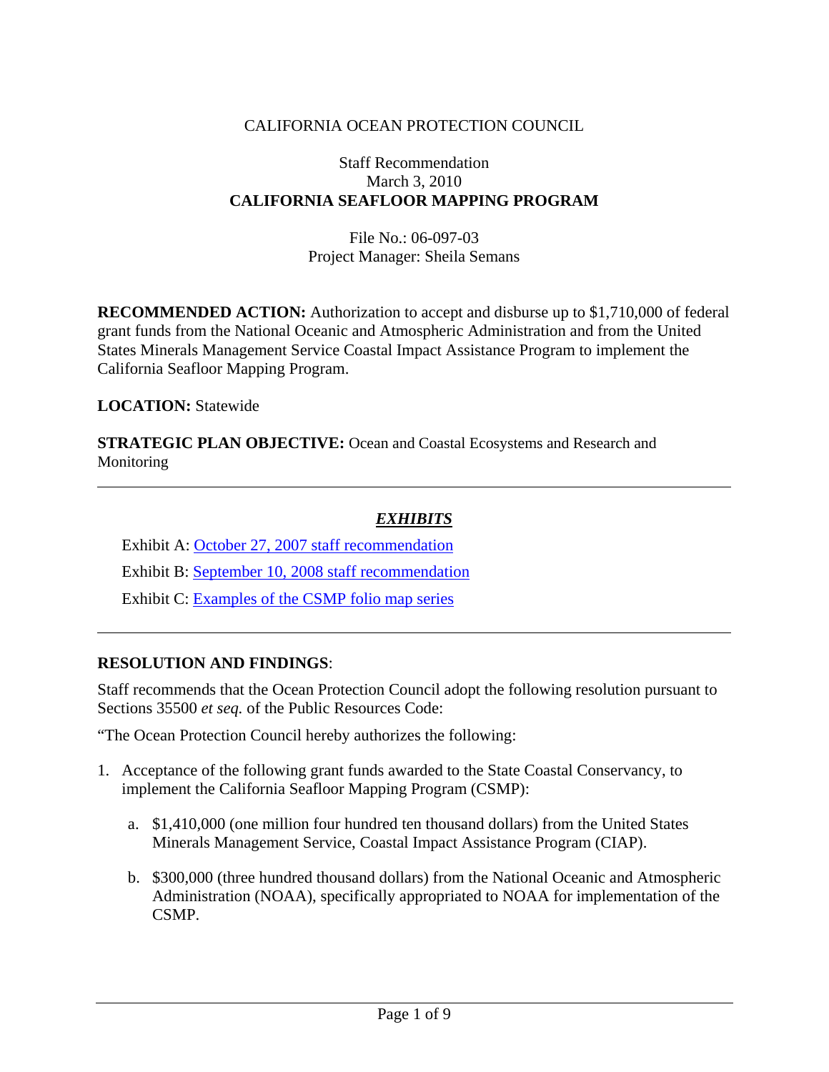CALIFORNIA OCEAN PROTECTION COUNCIL

Staff Recommendation
March 3, 2010
**CALIFORNIA SEAFLOOR MAPPING PROGRAM**

File No.: 06-097-03
Project Manager: Sheila Semans

**RECOMMENDED ACTION:** Authorization to accept and disburse up to $1,710,000 of federal grant funds from the National Oceanic and Atmospheric Administration and from the United States Minerals Management Service Coastal Impact Assistance Program to implement the California Seafloor Mapping Program.

**LOCATION:** Statewide

**STRATEGIC PLAN OBJECTIVE:** Ocean and Coastal Ecosystems and Research and Monitoring

---

***EXHIBITS***

Exhibit A: October 27, 2007 staff recommendation

Exhibit B: September 10, 2008 staff recommendation

Exhibit C: Examples of the CSMP folio map series

---

**RESOLUTION AND FINDINGS**:

Staff recommends that the Ocean Protection Council adopt the following resolution pursuant to Sections 35500 *et seq.* of the Public Resources Code:

"The Ocean Protection Council hereby authorizes the following:

1. Acceptance of the following grant funds awarded to the State Coastal Conservancy, to implement the California Seafloor Mapping Program (CSMP):

   a. $1,410,000 (one million four hundred ten thousand dollars) from the United States Minerals Management Service, Coastal Impact Assistance Program (CIAP).

   b. $300,000 (three hundred thousand dollars) from the National Oceanic and Atmospheric Administration (NOAA), specifically appropriated to NOAA for implementation of the CSMP.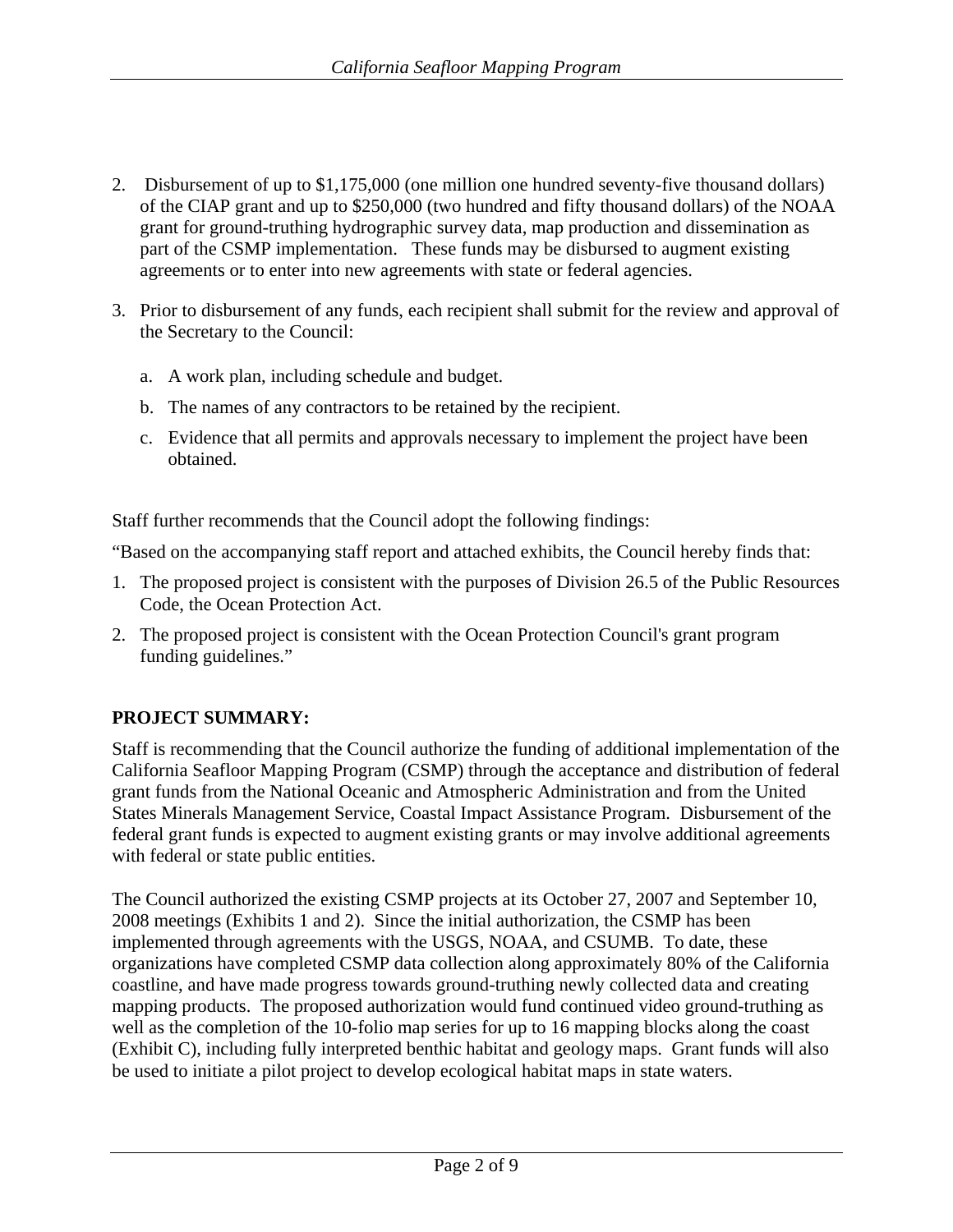2. Disbursement of up to $1,175,000 (one million one hundred seventy-five thousand dollars) of the CIAP grant and up to $250,000 (two hundred and fifty thousand dollars) of the NOAA grant for ground-truthing hydrographic survey data, map production and dissemination as part of the CSMP implementation. These funds may be disbursed to augment existing agreements or to enter into new agreements with state or federal agencies.

3. Prior to disbursement of any funds, each recipient shall submit for the review and approval of the Secretary to the Council:

   a. A work plan, including schedule and budget.

   b. The names of any contractors to be retained by the recipient.

   c. Evidence that all permits and approvals necessary to implement the project have been obtained.

Staff further recommends that the Council adopt the following findings:

"Based on the accompanying staff report and attached exhibits, the Council hereby finds that:

1. The proposed project is consistent with the purposes of Division 26.5 of the Public Resources Code, the Ocean Protection Act.

2. The proposed project is consistent with the Ocean Protection Council's grant program funding guidelines."

**PROJECT SUMMARY:**

Staff is recommending that the Council authorize the funding of additional implementation of the California Seafloor Mapping Program (CSMP) through the acceptance and distribution of federal grant funds from the National Oceanic and Atmospheric Administration and from the United States Minerals Management Service, Coastal Impact Assistance Program. Disbursement of the federal grant funds is expected to augment existing grants or may involve additional agreements with federal or state public entities.

The Council authorized the existing CSMP projects at its October 27, 2007 and September 10, 2008 meetings (Exhibits 1 and 2). Since the initial authorization, the CSMP has been implemented through agreements with the USGS, NOAA, and CSUMB. To date, these organizations have completed CSMP data collection along approximately 80% of the California coastline, and have made progress towards ground-truthing newly collected data and creating mapping products. The proposed authorization would fund continued video ground-truthing as well as the completion of the 10-folio map series for up to 16 mapping blocks along the coast (Exhibit C), including fully interpreted benthic habitat and geology maps. Grant funds will also be used to initiate a pilot project to develop ecological habitat maps in state waters.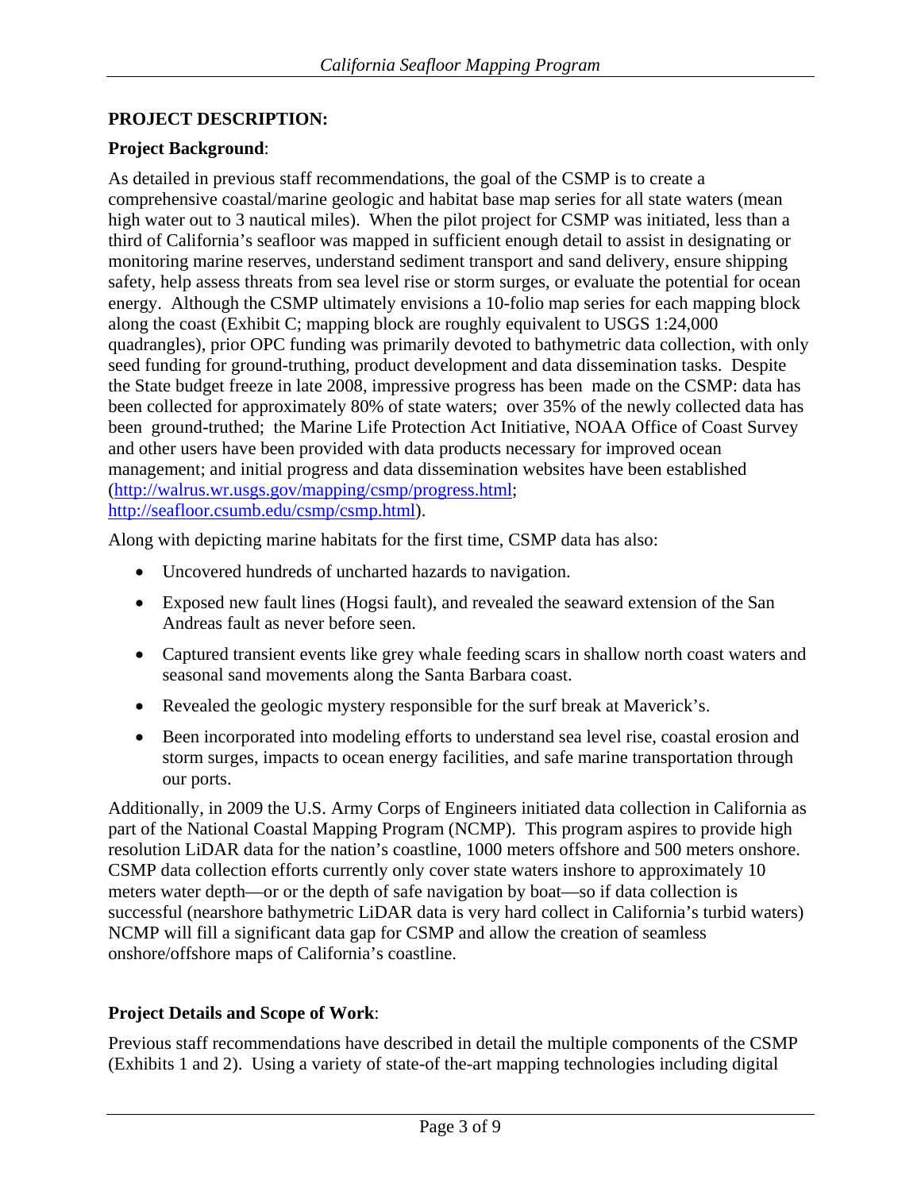**PROJECT DESCRIPTION:**

**Project Background**:

As detailed in previous staff recommendations, the goal of the CSMP is to create a comprehensive coastal/marine geologic and habitat base map series for all state waters (mean high water out to 3 nautical miles). When the pilot project for CSMP was initiated, less than a third of California's seafloor was mapped in sufficient enough detail to assist in designating or monitoring marine reserves, understand sediment transport and sand delivery, ensure shipping safety, help assess threats from sea level rise or storm surges, or evaluate the potential for ocean energy. Although the CSMP ultimately envisions a 10-folio map series for each mapping block along the coast (Exhibit C; mapping block are roughly equivalent to USGS 1:24,000 quadrangles), prior OPC funding was primarily devoted to bathymetric data collection, with only seed funding for ground-truthing, product development and data dissemination tasks. Despite the State budget freeze in late 2008, impressive progress has been made on the CSMP: data has been collected for approximately 80% of state waters; over 35% of the newly collected data has been ground-truthed; the Marine Life Protection Act Initiative, NOAA Office of Coast Survey and other users have been provided with data products necessary for improved ocean management; and initial progress and data dissemination websites have been established (http://walrus.wr.usgs.gov/mapping/csmp/progress.html; http://seafloor.csumb.edu/csmp/csmp.html).

Along with depicting marine habitats for the first time, CSMP data has also:

- Uncovered hundreds of uncharted hazards to navigation.
- Exposed new fault lines (Hogsi fault), and revealed the seaward extension of the San Andreas fault as never before seen.
- Captured transient events like grey whale feeding scars in shallow north coast waters and seasonal sand movements along the Santa Barbara coast.
- Revealed the geologic mystery responsible for the surf break at Maverick's.
- Been incorporated into modeling efforts to understand sea level rise, coastal erosion and storm surges, impacts to ocean energy facilities, and safe marine transportation through our ports.

Additionally, in 2009 the U.S. Army Corps of Engineers initiated data collection in California as part of the National Coastal Mapping Program (NCMP). This program aspires to provide high resolution LiDAR data for the nation's coastline, 1000 meters offshore and 500 meters onshore. CSMP data collection efforts currently only cover state waters inshore to approximately 10 meters water depth—or or the depth of safe navigation by boat—so if data collection is successful (nearshore bathymetric LiDAR data is very hard collect in California's turbid waters) NCMP will fill a significant data gap for CSMP and allow the creation of seamless onshore/offshore maps of California's coastline.

**Project Details and Scope of Work**:

Previous staff recommendations have described in detail the multiple components of the CSMP (Exhibits 1 and 2). Using a variety of state-of the-art mapping technologies including digital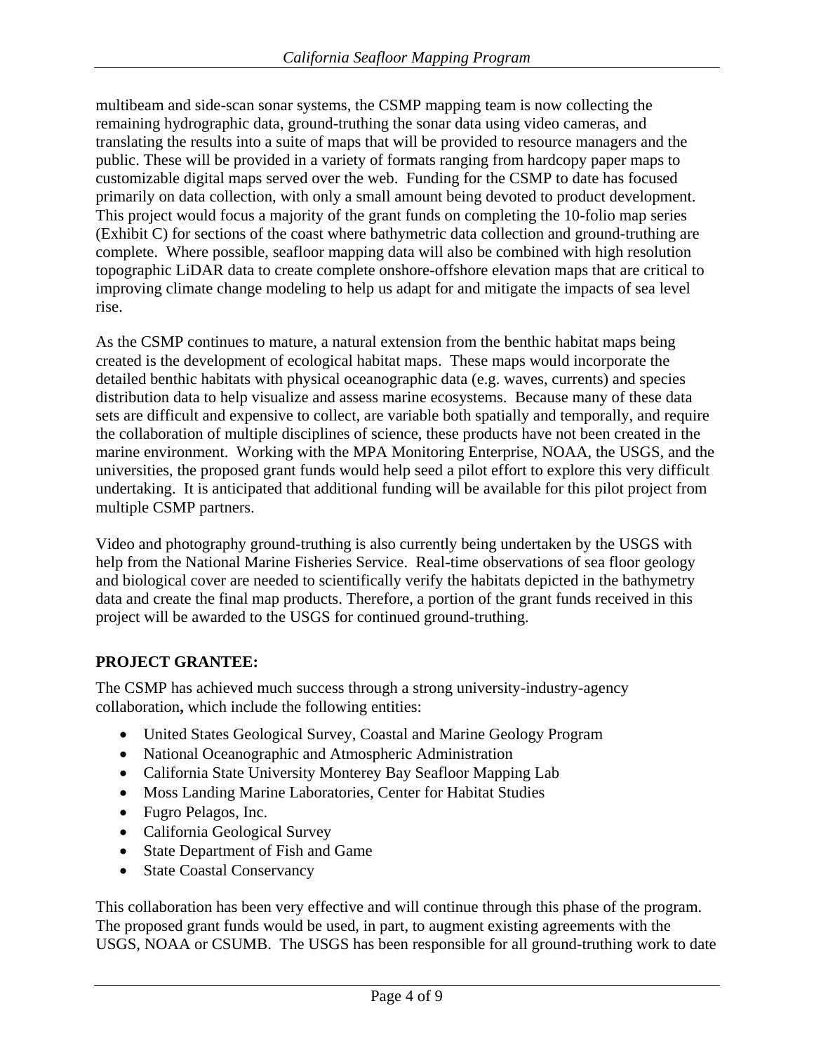multibeam and side-scan sonar systems, the CSMP mapping team is now collecting the remaining hydrographic data, ground-truthing the sonar data using video cameras, and translating the results into a suite of maps that will be provided to resource managers and the public. These will be provided in a variety of formats ranging from hardcopy paper maps to customizable digital maps served over the web. Funding for the CSMP to date has focused primarily on data collection, with only a small amount being devoted to product development. This project would focus a majority of the grant funds on completing the 10-folio map series (Exhibit C) for sections of the coast where bathymetric data collection and ground-truthing are complete. Where possible, seafloor mapping data will also be combined with high resolution topographic LiDAR data to create complete onshore-offshore elevation maps that are critical to improving climate change modeling to help us adapt for and mitigate the impacts of sea level rise.

As the CSMP continues to mature, a natural extension from the benthic habitat maps being created is the development of ecological habitat maps. These maps would incorporate the detailed benthic habitats with physical oceanographic data (e.g. waves, currents) and species distribution data to help visualize and assess marine ecosystems. Because many of these data sets are difficult and expensive to collect, are variable both spatially and temporally, and require the collaboration of multiple disciplines of science, these products have not been created in the marine environment. Working with the MPA Monitoring Enterprise, NOAA, the USGS, and the universities, the proposed grant funds would help seed a pilot effort to explore this very difficult undertaking. It is anticipated that additional funding will be available for this pilot project from multiple CSMP partners.

Video and photography ground-truthing is also currently being undertaken by the USGS with help from the National Marine Fisheries Service. Real-time observations of sea floor geology and biological cover are needed to scientifically verify the habitats depicted in the bathymetry data and create the final map products. Therefore, a portion of the grant funds received in this project will be awarded to the USGS for continued ground-truthing.

**PROJECT GRANTEE:**

The CSMP has achieved much success through a strong university-industry-agency collaboration**,** which include the following entities:

- United States Geological Survey, Coastal and Marine Geology Program
- National Oceanographic and Atmospheric Administration
- California State University Monterey Bay Seafloor Mapping Lab
- Moss Landing Marine Laboratories, Center for Habitat Studies
- Fugro Pelagos, Inc.
- California Geological Survey
- State Department of Fish and Game
- State Coastal Conservancy

This collaboration has been very effective and will continue through this phase of the program. The proposed grant funds would be used, in part, to augment existing agreements with the USGS, NOAA or CSUMB. The USGS has been responsible for all ground-truthing work to date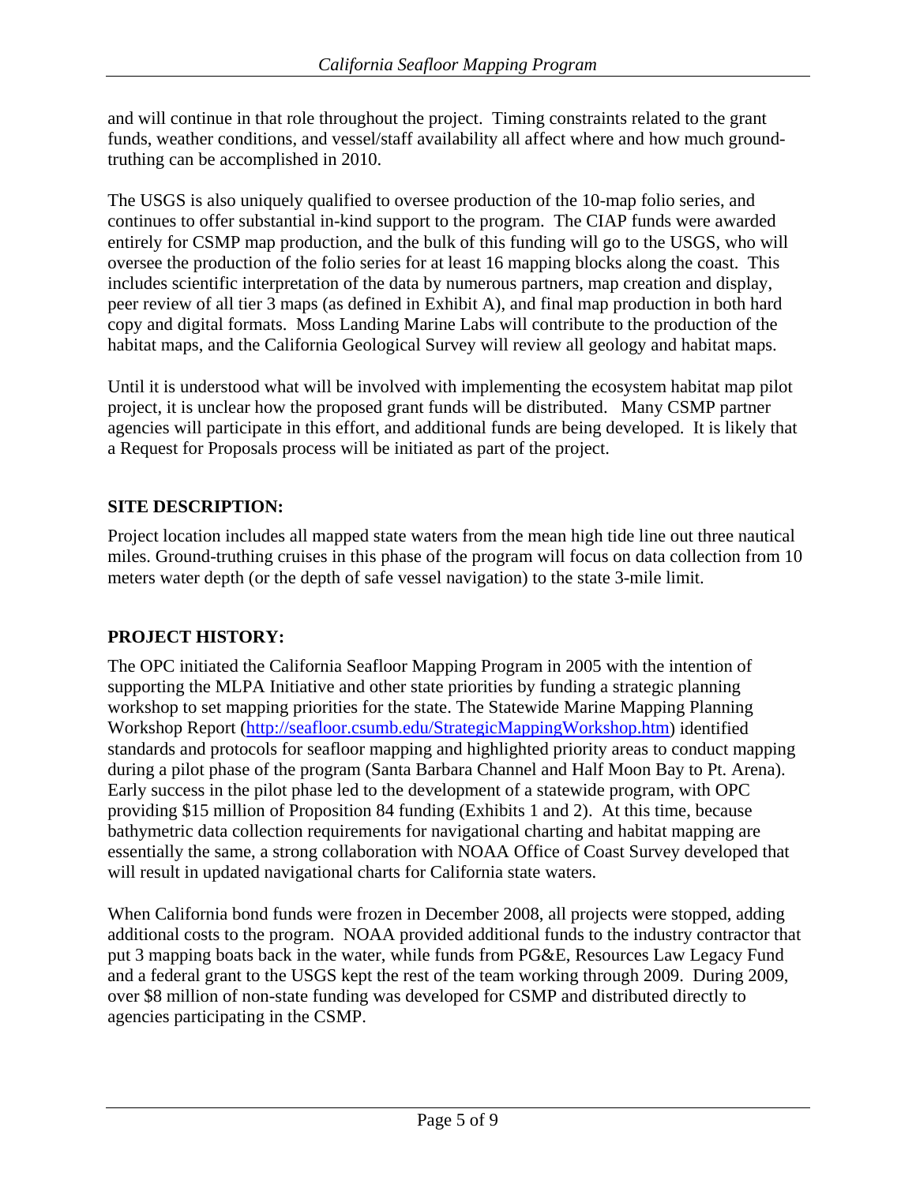and will continue in that role throughout the project. Timing constraints related to the grant funds, weather conditions, and vessel/staff availability all affect where and how much ground-truthing can be accomplished in 2010.

The USGS is also uniquely qualified to oversee production of the 10-map folio series, and continues to offer substantial in-kind support to the program. The CIAP funds were awarded entirely for CSMP map production, and the bulk of this funding will go to the USGS, who will oversee the production of the folio series for at least 16 mapping blocks along the coast. This includes scientific interpretation of the data by numerous partners, map creation and display, peer review of all tier 3 maps (as defined in Exhibit A), and final map production in both hard copy and digital formats. Moss Landing Marine Labs will contribute to the production of the habitat maps, and the California Geological Survey will review all geology and habitat maps.

Until it is understood what will be involved with implementing the ecosystem habitat map pilot project, it is unclear how the proposed grant funds will be distributed. Many CSMP partner agencies will participate in this effort, and additional funds are being developed. It is likely that a Request for Proposals process will be initiated as part of the project.

## SITE DESCRIPTION:

Project location includes all mapped state waters from the mean high tide line out three nautical miles. Ground-truthing cruises in this phase of the program will focus on data collection from 10 meters water depth (or the depth of safe vessel navigation) to the state 3-mile limit.

## PROJECT HISTORY:

The OPC initiated the California Seafloor Mapping Program in 2005 with the intention of supporting the MLPA Initiative and other state priorities by funding a strategic planning workshop to set mapping priorities for the state. The Statewide Marine Mapping Planning Workshop Report (http://seafloor.csumb.edu/StrategicMappingWorkshop.htm) identified standards and protocols for seafloor mapping and highlighted priority areas to conduct mapping during a pilot phase of the program (Santa Barbara Channel and Half Moon Bay to Pt. Arena). Early success in the pilot phase led to the development of a statewide program, with OPC providing $15 million of Proposition 84 funding (Exhibits 1 and 2). At this time, because bathymetric data collection requirements for navigational charting and habitat mapping are essentially the same, a strong collaboration with NOAA Office of Coast Survey developed that will result in updated navigational charts for California state waters.

When California bond funds were frozen in December 2008, all projects were stopped, adding additional costs to the program. NOAA provided additional funds to the industry contractor that put 3 mapping boats back in the water, while funds from PG&E, Resources Law Legacy Fund and a federal grant to the USGS kept the rest of the team working through 2009. During 2009, over $8 million of non-state funding was developed for CSMP and distributed directly to agencies participating in the CSMP.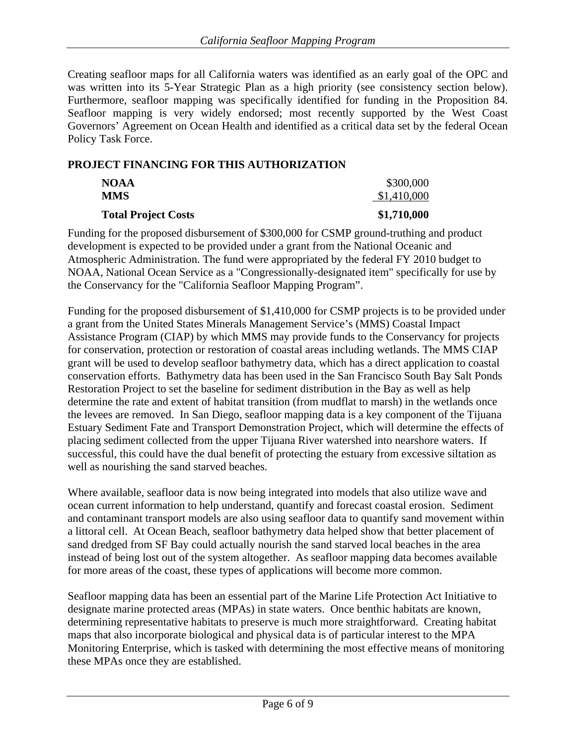Creating seafloor maps for all California waters was identified as an early goal of the OPC and was written into its 5-Year Strategic Plan as a high priority (see consistency section below). Furthermore, seafloor mapping was specifically identified for funding in the Proposition 84. Seafloor mapping is very widely endorsed; most recently supported by the West Coast Governors' Agreement on Ocean Health and identified as a critical data set by the federal Ocean Policy Task Force.

## PROJECT FINANCING FOR THIS AUTHORIZATION

| | |
|---|---|
| **NOAA** | $300,000 |
| **MMS** | $1,410,000 |
| **Total Project Costs** | **$1,710,000** |

Funding for the proposed disbursement of $300,000 for CSMP ground-truthing and product development is expected to be provided under a grant from the National Oceanic and Atmospheric Administration. The fund were appropriated by the federal FY 2010 budget to NOAA, National Ocean Service as a "Congressionally-designated item" specifically for use by the Conservancy for the "California Seafloor Mapping Program".

Funding for the proposed disbursement of $1,410,000 for CSMP projects is to be provided under a grant from the United States Minerals Management Service's (MMS) Coastal Impact Assistance Program (CIAP) by which MMS may provide funds to the Conservancy for projects for conservation, protection or restoration of coastal areas including wetlands. The MMS CIAP grant will be used to develop seafloor bathymetry data, which has a direct application to coastal conservation efforts. Bathymetry data has been used in the San Francisco South Bay Salt Ponds Restoration Project to set the baseline for sediment distribution in the Bay as well as help determine the rate and extent of habitat transition (from mudflat to marsh) in the wetlands once the levees are removed. In San Diego, seafloor mapping data is a key component of the Tijuana Estuary Sediment Fate and Transport Demonstration Project, which will determine the effects of placing sediment collected from the upper Tijuana River watershed into nearshore waters. If successful, this could have the dual benefit of protecting the estuary from excessive siltation as well as nourishing the sand starved beaches.

Where available, seafloor data is now being integrated into models that also utilize wave and ocean current information to help understand, quantify and forecast coastal erosion. Sediment and contaminant transport models are also using seafloor data to quantify sand movement within a littoral cell. At Ocean Beach, seafloor bathymetry data helped show that better placement of sand dredged from SF Bay could actually nourish the sand starved local beaches in the area instead of being lost out of the system altogether. As seafloor mapping data becomes available for more areas of the coast, these types of applications will become more common.

Seafloor mapping data has been an essential part of the Marine Life Protection Act Initiative to designate marine protected areas (MPAs) in state waters. Once benthic habitats are known, determining representative habitats to preserve is much more straightforward. Creating habitat maps that also incorporate biological and physical data is of particular interest to the MPA Monitoring Enterprise, which is tasked with determining the most effective means of monitoring these MPAs once they are established.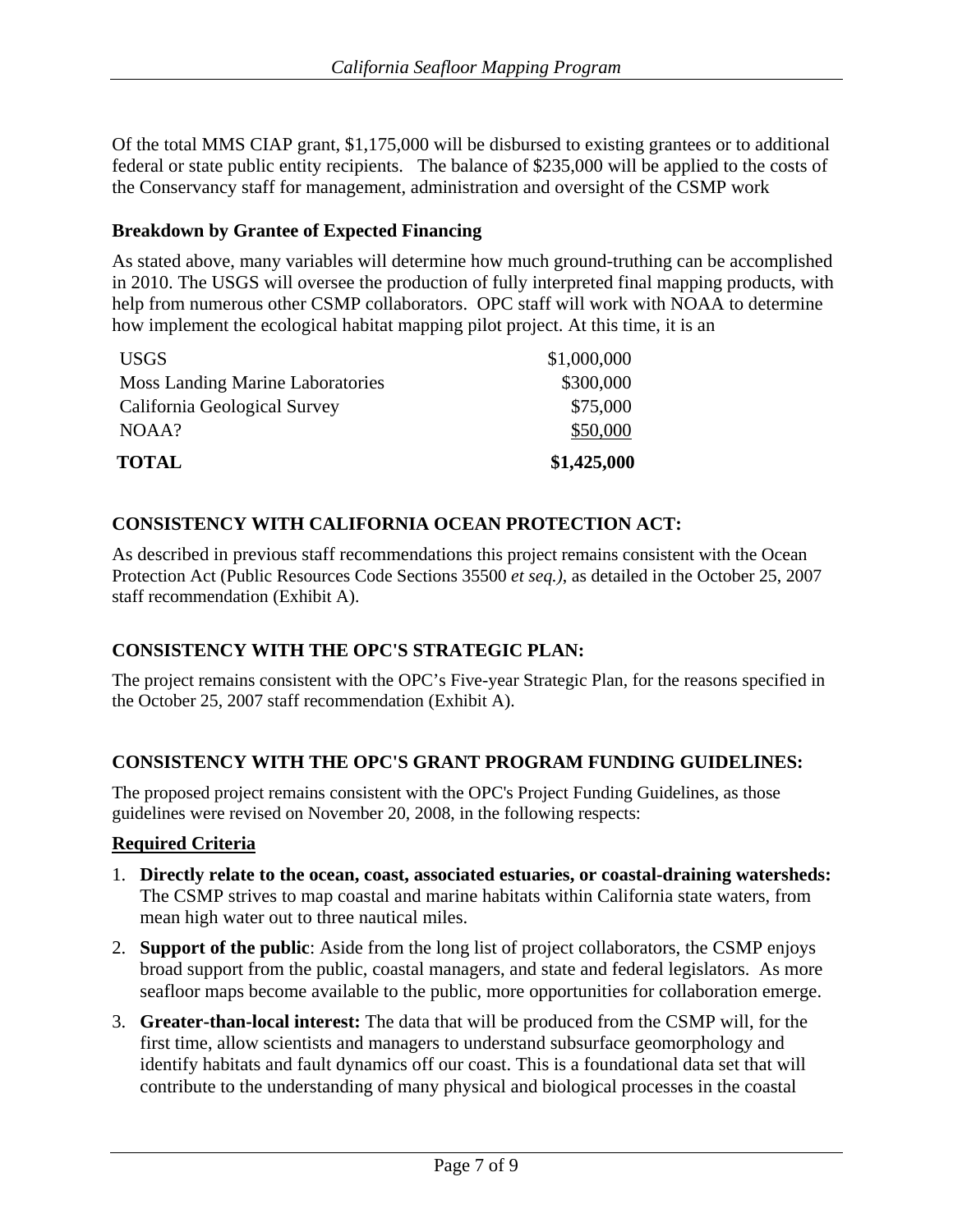Of the total MMS CIAP grant, $1,175,000 will be disbursed to existing grantees or to additional federal or state public entity recipients. The balance of $235,000 will be applied to the costs of the Conservancy staff for management, administration and oversight of the CSMP work

**Breakdown by Grantee of Expected Financing**

As stated above, many variables will determine how much ground-truthing can be accomplished in 2010. The USGS will oversee the production of fully interpreted final mapping products, with help from numerous other CSMP collaborators. OPC staff will work with NOAA to determine how implement the ecological habitat mapping pilot project. At this time, it is an

| | |
|---|---|
| USGS | $1,000,000 |
| Moss Landing Marine Laboratories | $300,000 |
| California Geological Survey | $75,000 |
| NOAA? | $50,000 |
| **TOTAL** | **$1,425,000** |

## CONSISTENCY WITH CALIFORNIA OCEAN PROTECTION ACT:

As described in previous staff recommendations this project remains consistent with the Ocean Protection Act (Public Resources Code Sections 35500 *et seq.)*, as detailed in the October 25, 2007 staff recommendation (Exhibit A).

## CONSISTENCY WITH THE OPC'S STRATEGIC PLAN:

The project remains consistent with the OPC's Five-year Strategic Plan, for the reasons specified in the October 25, 2007 staff recommendation (Exhibit A).

## CONSISTENCY WITH THE OPC'S GRANT PROGRAM FUNDING GUIDELINES:

The proposed project remains consistent with the OPC's Project Funding Guidelines, as those guidelines were revised on November 20, 2008, in the following respects:

**Required Criteria**

1. **Directly relate to the ocean, coast, associated estuaries, or coastal-draining watersheds:** The CSMP strives to map coastal and marine habitats within California state waters, from mean high water out to three nautical miles.
2. **Support of the public**: Aside from the long list of project collaborators, the CSMP enjoys broad support from the public, coastal managers, and state and federal legislators. As more seafloor maps become available to the public, more opportunities for collaboration emerge.
3. **Greater-than-local interest:** The data that will be produced from the CSMP will, for the first time, allow scientists and managers to understand subsurface geomorphology and identify habitats and fault dynamics off our coast. This is a foundational data set that will contribute to the understanding of many physical and biological processes in the coastal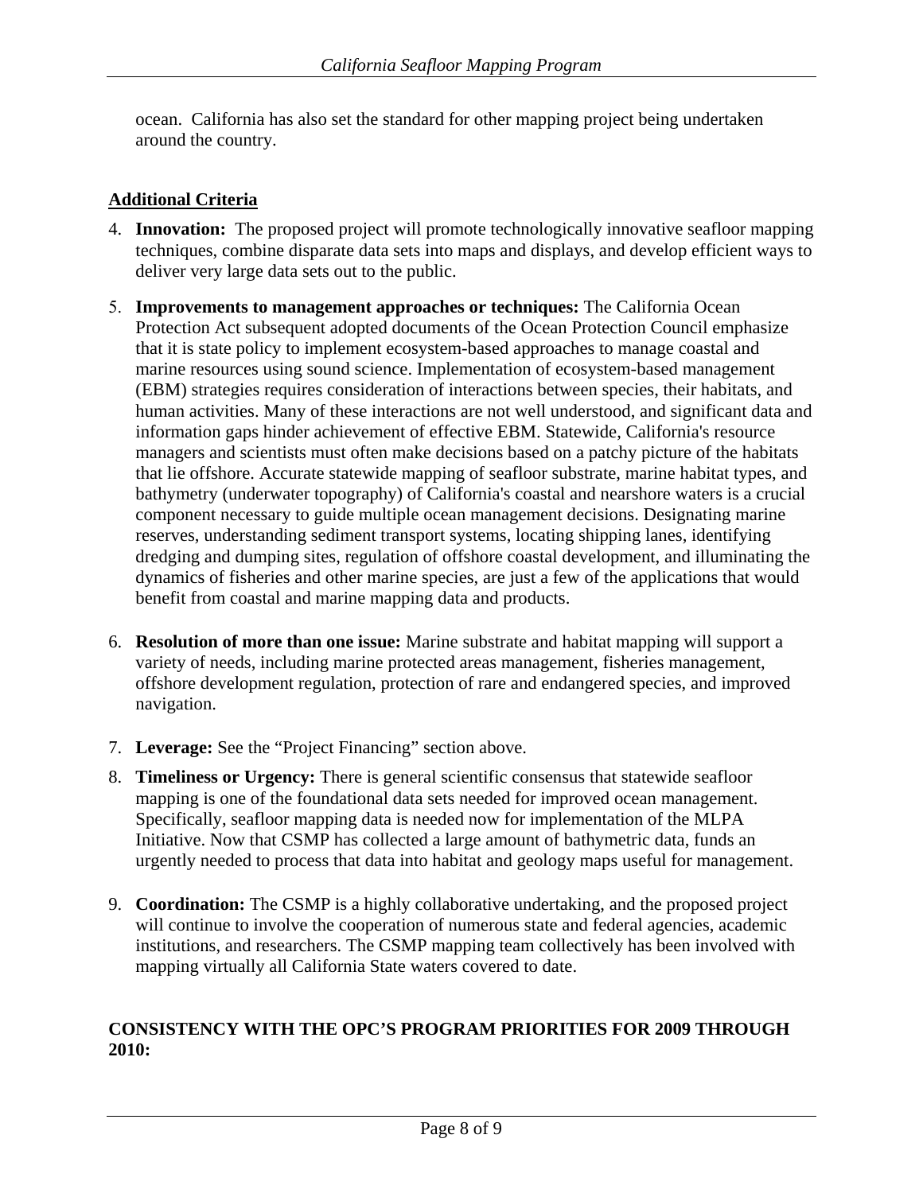ocean. California has also set the standard for other mapping project being undertaken around the country.

**Additional Criteria**

4. **Innovation:** The proposed project will promote technologically innovative seafloor mapping techniques, combine disparate data sets into maps and displays, and develop efficient ways to deliver very large data sets out to the public.

5. **Improvements to management approaches or techniques:** The California Ocean Protection Act subsequent adopted documents of the Ocean Protection Council emphasize that it is state policy to implement ecosystem-based approaches to manage coastal and marine resources using sound science. Implementation of ecosystem-based management (EBM) strategies requires consideration of interactions between species, their habitats, and human activities. Many of these interactions are not well understood, and significant data and information gaps hinder achievement of effective EBM. Statewide, California's resource managers and scientists must often make decisions based on a patchy picture of the habitats that lie offshore. Accurate statewide mapping of seafloor substrate, marine habitat types, and bathymetry (underwater topography) of California's coastal and nearshore waters is a crucial component necessary to guide multiple ocean management decisions. Designating marine reserves, understanding sediment transport systems, locating shipping lanes, identifying dredging and dumping sites, regulation of offshore coastal development, and illuminating the dynamics of fisheries and other marine species, are just a few of the applications that would benefit from coastal and marine mapping data and products.

6. **Resolution of more than one issue:** Marine substrate and habitat mapping will support a variety of needs, including marine protected areas management, fisheries management, offshore development regulation, protection of rare and endangered species, and improved navigation.

7. **Leverage:** See the "Project Financing" section above.

8. **Timeliness or Urgency:** There is general scientific consensus that statewide seafloor mapping is one of the foundational data sets needed for improved ocean management. Specifically, seafloor mapping data is needed now for implementation of the MLPA Initiative. Now that CSMP has collected a large amount of bathymetric data, funds an urgently needed to process that data into habitat and geology maps useful for management.

9. **Coordination:** The CSMP is a highly collaborative undertaking, and the proposed project will continue to involve the cooperation of numerous state and federal agencies, academic institutions, and researchers. The CSMP mapping team collectively has been involved with mapping virtually all California State waters covered to date.

**CONSISTENCY WITH THE OPC'S PROGRAM PRIORITIES FOR 2009 THROUGH 2010:**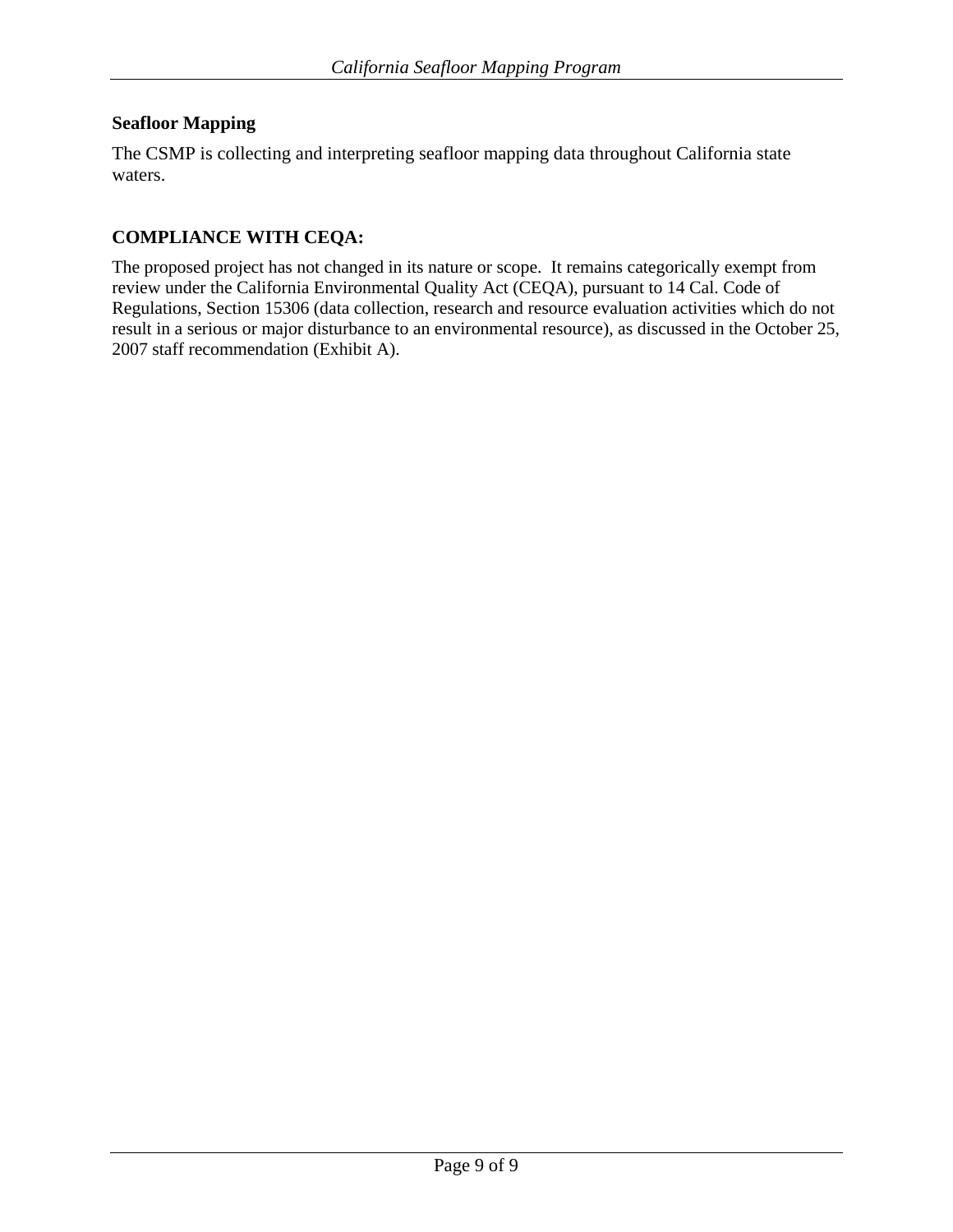### Seafloor Mapping

The CSMP is collecting and interpreting seafloor mapping data throughout California state waters.

### COMPLIANCE WITH CEQA:

The proposed project has not changed in its nature or scope. It remains categorically exempt from review under the California Environmental Quality Act (CEQA), pursuant to 14 Cal. Code of Regulations, Section 15306 (data collection, research and resource evaluation activities which do not result in a serious or major disturbance to an environmental resource), as discussed in the October 25, 2007 staff recommendation (Exhibit A).